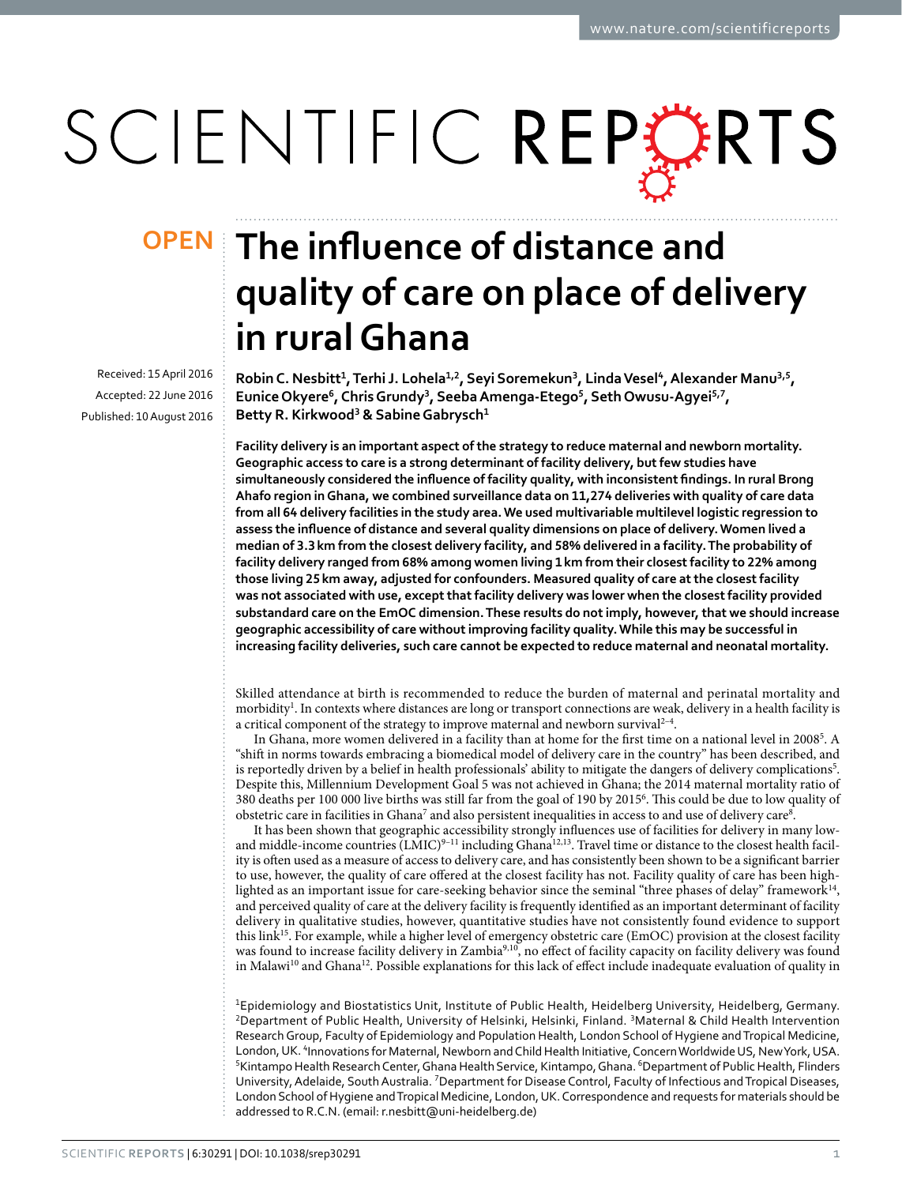OPEN

# The influence of distance and quality of care on place of delivery in rural Ghana

Received: 15 April 2016
Accepted: 22 June 2016
Published: 10 August 2016

Robin C. Nesbitt[1], Terhi J. Lohela[1,2], Seyi Soremekun[3], Linda Vesel[4], Alexander Manu[3,5], Eunice Okyere[6], Chris Grundy[3], Seeba Amenga-Etego[5], Seth Owusu-Agyei[5,7], Betty R. Kirkwood[3] & Sabine Gabrysch[1]

**Facility delivery is an important aspect of the strategy to reduce maternal and newborn mortality. Geographic access to care is a strong determinant of facility delivery, but few studies have simultaneously considered the influence of facility quality, with inconsistent findings. In rural Brong Ahafo region in Ghana, we combined surveillance data on 11,274 deliveries with quality of care data from all 64 delivery facilities in the study area. We used multivariable multilevel logistic regression to assess the influence of distance and several quality dimensions on place of delivery. Women lived a median of 3.3 km from the closest delivery facility, and 58% delivered in a facility. The probability of facility delivery ranged from 68% among women living 1 km from their closest facility to 22% among those living 25 km away, adjusted for confounders. Measured quality of care at the closest facility was not associated with use, except that facility delivery was lower when the closest facility provided substandard care on the EmOC dimension. These results do not imply, however, that we should increase geographic accessibility of care without improving facility quality. While this may be successful in increasing facility deliveries, such care cannot be expected to reduce maternal and neonatal mortality.**

Skilled attendance at birth is recommended to reduce the burden of maternal and perinatal mortality and morbidity[1]. In contexts where distances are long or transport connections are weak, delivery in a health facility is a critical component of the strategy to improve maternal and newborn survival[2–4].

In Ghana, more women delivered in a facility than at home for the first time on a national level in 2008[5]. A "shift in norms towards embracing a biomedical model of delivery care in the country" has been described, and is reportedly driven by a belief in health professionals' ability to mitigate the dangers of delivery complications[5]. Despite this, Millennium Development Goal 5 was not achieved in Ghana; the 2014 maternal mortality ratio of 380 deaths per 100 000 live births was still far from the goal of 190 by 2015[6]. This could be due to low quality of obstetric care in facilities in Ghana[7] and also persistent inequalities in access to and use of delivery care[8].

It has been shown that geographic accessibility strongly influences use of facilities for delivery in many low- and middle-income countries (LMIC)[9–11] including Ghana[12,13]. Travel time or distance to the closest health facility is often used as a measure of access to delivery care, and has consistently been shown to be a significant barrier to use, however, the quality of care offered at the closest facility has not. Facility quality of care has been highlighted as an important issue for care-seeking behavior since the seminal "three phases of delay" framework[14], and perceived quality of care at the delivery facility is frequently identified as an important determinant of facility delivery in qualitative studies, however, quantitative studies have not consistently found evidence to support this link[15]. For example, while a higher level of emergency obstetric care (EmOC) provision at the closest facility was found to increase facility delivery in Zambia[9,10], no effect of facility capacity on facility delivery was found in Malawi[10] and Ghana[12]. Possible explanations for this lack of effect include inadequate evaluation of quality in

[1]Epidemiology and Biostatistics Unit, Institute of Public Health, Heidelberg University, Heidelberg, Germany. [2]Department of Public Health, University of Helsinki, Helsinki, Finland. [3]Maternal & Child Health Intervention Research Group, Faculty of Epidemiology and Population Health, London School of Hygiene and Tropical Medicine, London, UK. [4]Innovations for Maternal, Newborn and Child Health Initiative, Concern Worldwide US, New York, USA. [5]Kintampo Health Research Center, Ghana Health Service, Kintampo, Ghana. [6]Department of Public Health, Flinders University, Adelaide, South Australia. [7]Department for Disease Control, Faculty of Infectious and Tropical Diseases, London School of Hygiene and Tropical Medicine, London, UK. Correspondence and requests for materials should be addressed to R.C.N. (email: r.nesbitt@uni-heidelberg.de)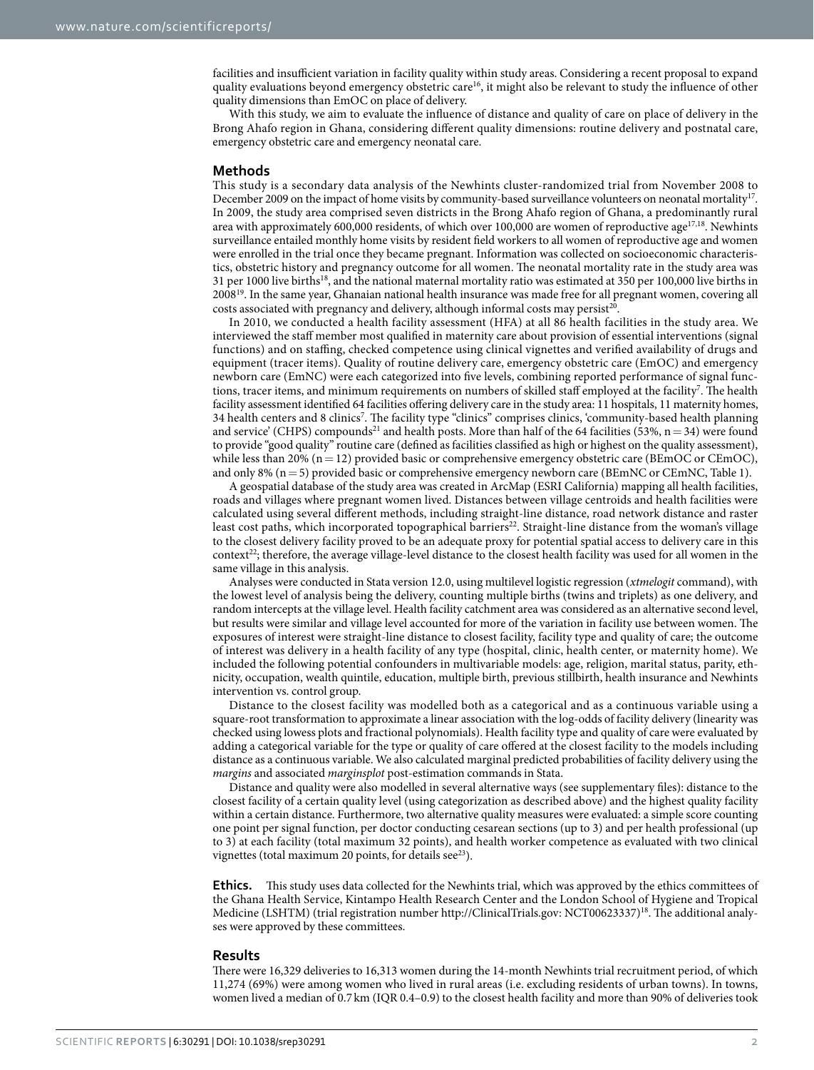facilities and insufficient variation in facility quality within study areas. Considering a recent proposal to expand quality evaluations beyond emergency obstetric care[16], it might also be relevant to study the influence of other quality dimensions than EmOC on place of delivery.

With this study, we aim to evaluate the influence of distance and quality of care on place of delivery in the Brong Ahafo region in Ghana, considering different quality dimensions: routine delivery and postnatal care, emergency obstetric care and emergency neonatal care.

## Methods

This study is a secondary data analysis of the Newhints cluster-randomized trial from November 2008 to December 2009 on the impact of home visits by community-based surveillance volunteers on neonatal mortality[17]. In 2009, the study area comprised seven districts in the Brong Ahafo region of Ghana, a predominantly rural area with approximately 600,000 residents, of which over 100,000 are women of reproductive age[17,18]. Newhints surveillance entailed monthly home visits by resident field workers to all women of reproductive age and women were enrolled in the trial once they became pregnant. Information was collected on socioeconomic characteristics, obstetric history and pregnancy outcome for all women. The neonatal mortality rate in the study area was 31 per 1000 live births[18], and the national maternal mortality ratio was estimated at 350 per 100,000 live births in 2008[19]. In the same year, Ghanaian national health insurance was made free for all pregnant women, covering all costs associated with pregnancy and delivery, although informal costs may persist[20].

In 2010, we conducted a health facility assessment (HFA) at all 86 health facilities in the study area. We interviewed the staff member most qualified in maternity care about provision of essential interventions (signal functions) and on staffing, checked competence using clinical vignettes and verified availability of drugs and equipment (tracer items). Quality of routine delivery care, emergency obstetric care (EmOC) and emergency newborn care (EmNC) were each categorized into five levels, combining reported performance of signal functions, tracer items, and minimum requirements on numbers of skilled staff employed at the facility[7]. The health facility assessment identified 64 facilities offering delivery care in the study area: 11 hospitals, 11 maternity homes, 34 health centers and 8 clinics[7]. The facility type "clinics" comprises clinics, 'community-based health planning and service' (CHPS) compounds[21] and health posts. More than half of the 64 facilities (53%, n = 34) were found to provide "good quality" routine care (defined as facilities classified as high or highest on the quality assessment), while less than 20% (n = 12) provided basic or comprehensive emergency obstetric care (BEmOC or CEmOC), and only 8% (n = 5) provided basic or comprehensive emergency newborn care (BEmNC or CEmNC, Table 1).

A geospatial database of the study area was created in ArcMap (ESRI California) mapping all health facilities, roads and villages where pregnant women lived. Distances between village centroids and health facilities were calculated using several different methods, including straight-line distance, road network distance and raster least cost paths, which incorporated topographical barriers[22]. Straight-line distance from the woman's village to the closest delivery facility proved to be an adequate proxy for potential spatial access to delivery care in this context[22]; therefore, the average village-level distance to the closest health facility was used for all women in the same village in this analysis.

Analyses were conducted in Stata version 12.0, using multilevel logistic regression (*xtmelogit* command), with the lowest level of analysis being the delivery, counting multiple births (twins and triplets) as one delivery, and random intercepts at the village level. Health facility catchment area was considered as an alternative second level, but results were similar and village level accounted for more of the variation in facility use between women. The exposures of interest were straight-line distance to closest facility, facility type and quality of care; the outcome of interest was delivery in a health facility of any type (hospital, clinic, health center, or maternity home). We included the following potential confounders in multivariable models: age, religion, marital status, parity, ethnicity, occupation, wealth quintile, education, multiple birth, previous stillbirth, health insurance and Newhints intervention vs. control group.

Distance to the closest facility was modelled both as a categorical and as a continuous variable using a square-root transformation to approximate a linear association with the log-odds of facility delivery (linearity was checked using lowess plots and fractional polynomials). Health facility type and quality of care were evaluated by adding a categorical variable for the type or quality of care offered at the closest facility to the models including distance as a continuous variable. We also calculated marginal predicted probabilities of facility delivery using the *margins* and associated *marginsplot* post-estimation commands in Stata.

Distance and quality were also modelled in several alternative ways (see supplementary files): distance to the closest facility of a certain quality level (using categorization as described above) and the highest quality facility within a certain distance. Furthermore, two alternative quality measures were evaluated: a simple score counting one point per signal function, per doctor conducting cesarean sections (up to 3) and per health professional (up to 3) at each facility (total maximum 32 points), and health worker competence as evaluated with two clinical vignettes (total maximum 20 points, for details see[23]).

**Ethics.** This study uses data collected for the Newhints trial, which was approved by the ethics committees of the Ghana Health Service, Kintampo Health Research Center and the London School of Hygiene and Tropical Medicine (LSHTM) (trial registration number http://ClinicalTrials.gov: NCT00623337)[18]. The additional analyses were approved by these committees.

## Results

There were 16,329 deliveries to 16,313 women during the 14-month Newhints trial recruitment period, of which 11,274 (69%) were among women who lived in rural areas (i.e. excluding residents of urban towns). In towns, women lived a median of 0.7 km (IQR 0.4–0.9) to the closest health facility and more than 90% of deliveries took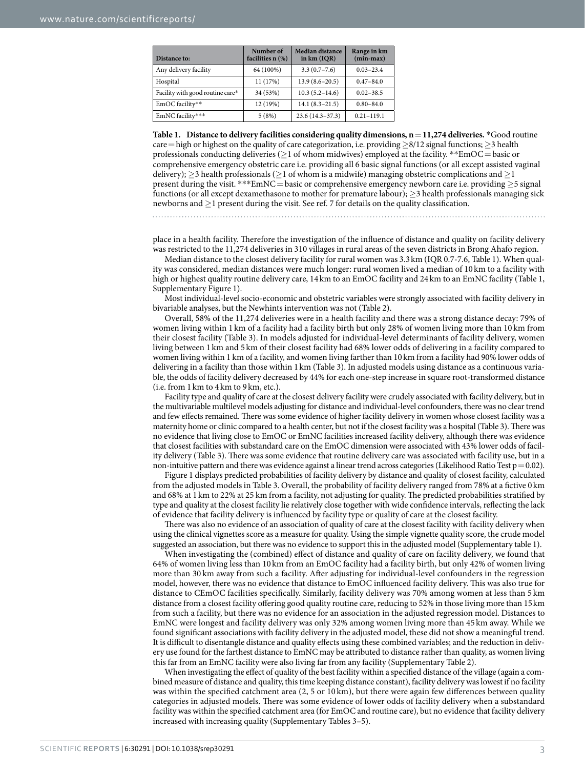| Distance to: | Number of facilities n (%) | Median distance in km (IQR) | Range in km (min-max) |
|---|---|---|---|
| Any delivery facility | 64 (100%) | 3.3 (0.7–7.6) | 0.03–23.4 |
| Hospital | 11 (17%) | 13.9 (8.6–20.5) | 0.47–84.0 |
| Facility with good routine care* | 34 (53%) | 10.3 (5.2–14.6) | 0.02–38.5 |
| EmOC facility** | 12 (19%) | 14.1 (8.3–21.5) | 0.80–84.0 |
| EmNC facility*** | 5 (8%) | 23.6 (14.3–37.3) | 0.21–119.1 |

**Table 1. Distance to delivery facilities considering quality dimensions, n = 11,274 deliveries.** *Good routine care = high or highest on the quality of care categorization, i.e. providing ≥8/12 signal functions; ≥3 health professionals conducting deliveries (≥1 of whom midwives) employed at the facility. **EmOC = basic or comprehensive emergency obstetric care i.e. providing all 6 basic signal functions (or all except assisted vaginal delivery); ≥3 health professionals (≥1 of whom is a midwife) managing obstetric complications and ≥1 present during the visit. ***EmNC = basic or comprehensive emergency newborn care i.e. providing ≥5 signal functions (or all except dexamethasone to mother for premature labour); ≥3 health professionals managing sick newborns and ≥1 present during the visit. See ref. 7 for details on the quality classification.

place in a health facility. Therefore the investigation of the influence of distance and quality on facility delivery was restricted to the 11,274 deliveries in 310 villages in rural areas of the seven districts in Brong Ahafo region.

Median distance to the closest delivery facility for rural women was 3.3 km (IQR 0.7-7.6, Table 1). When quality was considered, median distances were much longer: rural women lived a median of 10 km to a facility with high or highest quality routine delivery care, 14 km to an EmOC facility and 24 km to an EmNC facility (Table 1, Supplementary Figure 1).

Most individual-level socio-economic and obstetric variables were strongly associated with facility delivery in bivariable analyses, but the Newhints intervention was not (Table 2).

Overall, 58% of the 11,274 deliveries were in a health facility and there was a strong distance decay: 79% of women living within 1 km of a facility had a facility birth but only 28% of women living more than 10 km from their closest facility (Table 3). In models adjusted for individual-level determinants of facility delivery, women living between 1 km and 5 km of their closest facility had 68% lower odds of delivering in a facility compared to women living within 1 km of a facility, and women living farther than 10 km from a facility had 90% lower odds of delivering in a facility than those within 1 km (Table 3). In adjusted models using distance as a continuous variable, the odds of facility delivery decreased by 44% for each one-step increase in square root-transformed distance (i.e. from 1 km to 4 km to 9 km, etc.).

Facility type and quality of care at the closest delivery facility were crudely associated with facility delivery, but in the multivariable multilevel models adjusting for distance and individual-level confounders, there was no clear trend and few effects remained. There was some evidence of higher facility delivery in women whose closest facility was a maternity home or clinic compared to a health center, but not if the closest facility was a hospital (Table 3). There was no evidence that living close to EmOC or EmNC facilities increased facility delivery, although there was evidence that closest facilities with substandard care on the EmOC dimension were associated with 43% lower odds of facility delivery (Table 3). There was some evidence that routine delivery care was associated with facility use, but in a non-intuitive pattern and there was evidence against a linear trend across categories (Likelihood Ratio Test $p = 0.02$).

Figure 1 displays predicted probabilities of facility delivery by distance and quality of closest facility, calculated from the adjusted models in Table 3. Overall, the probability of facility delivery ranged from 78% at a fictive 0 km and 68% at 1 km to 22% at 25 km from a facility, not adjusting for quality. The predicted probabilities stratified by type and quality at the closest facility lie relatively close together with wide confidence intervals, reflecting the lack of evidence that facility delivery is influenced by facility type or quality of care at the closest facility.

There was also no evidence of an association of quality of care at the closest facility with facility delivery when using the clinical vignettes score as a measure for quality. Using the simple vignette quality score, the crude model suggested an association, but there was no evidence to support this in the adjusted model (Supplementary table 1).

When investigating the (combined) effect of distance and quality of care on facility delivery, we found that 64% of women living less than 10 km from an EmOC facility had a facility birth, but only 42% of women living more than 30 km away from such a facility. After adjusting for individual-level confounders in the regression model, however, there was no evidence that distance to EmOC influenced facility delivery. This was also true for distance to CEmOC facilities specifically. Similarly, facility delivery was 70% among women at less than 5 km distance from a closest facility offering good quality routine care, reducing to 52% in those living more than 15 km from such a facility, but there was no evidence for an association in the adjusted regression model. Distances to EmNC were longest and facility delivery was only 32% among women living more than 45 km away. While we found significant associations with facility delivery in the adjusted model, these did not show a meaningful trend. It is difficult to disentangle distance and quality effects using these combined variables; and the reduction in delivery use found for the farthest distance to EmNC may be attributed to distance rather than quality, as women living this far from an EmNC facility were also living far from any facility (Supplementary Table 2).

When investigating the effect of quality of the best facility within a specified distance of the village (again a combined measure of distance and quality, this time keeping distance constant), facility delivery was lowest if no facility was within the specified catchment area (2, 5 or 10 km), but there were again few differences between quality categories in adjusted models. There was some evidence of lower odds of facility delivery when a substandard facility was within the specified catchment area (for EmOC and routine care), but no evidence that facility delivery increased with increasing quality (Supplementary Tables 3–5).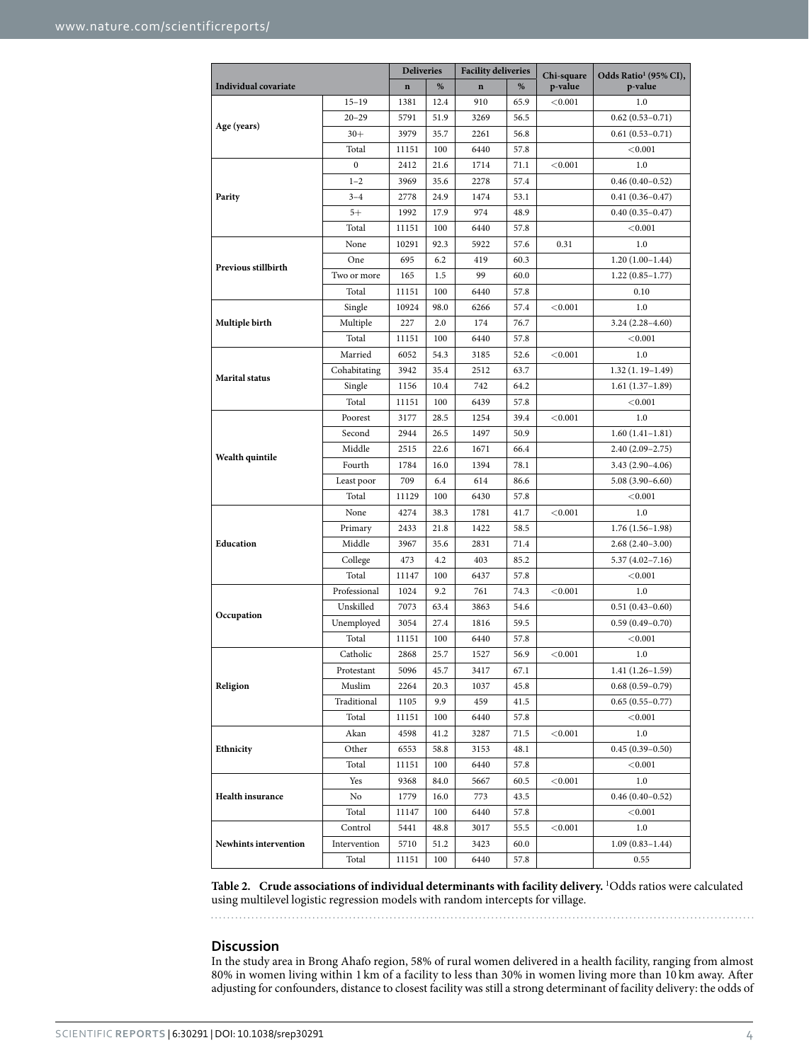| Individual covariate | | Deliveries | | Facility deliveries | | Chi-square p-value | Odds Ratio[1] (95% CI), p-value |
|---|---|---|---|---|---|---|---|
| | | n | % | n | % | | |
| Age (years) | 15–19 | 1381 | 12.4 | 910 | 65.9 | <0.001 | 1.0 |
| | 20–29 | 5791 | 51.9 | 3269 | 56.5 | | 0.62 (0.53–0.71) |
| | 30+ | 3979 | 35.7 | 2261 | 56.8 | | 0.61 (0.53–0.71) |
| | Total | 11151 | 100 | 6440 | 57.8 | | <0.001 |
| Parity | 0 | 2412 | 21.6 | 1714 | 71.1 | <0.001 | 1.0 |
| | 1–2 | 3969 | 35.6 | 2278 | 57.4 | | 0.46 (0.40–0.52) |
| | 3–4 | 2778 | 24.9 | 1474 | 53.1 | | 0.41 (0.36–0.47) |
| | 5+ | 1992 | 17.9 | 974 | 48.9 | | 0.40 (0.35–0.47) |
| | Total | 11151 | 100 | 6440 | 57.8 | | <0.001 |
| Previous stillbirth | None | 10291 | 92.3 | 5922 | 57.6 | 0.31 | 1.0 |
| | One | 695 | 6.2 | 419 | 60.3 | | 1.20 (1.00–1.44) |
| | Two or more | 165 | 1.5 | 99 | 60.0 | | 1.22 (0.85–1.77) |
| | Total | 11151 | 100 | 6440 | 57.8 | | 0.10 |
| Multiple birth | Single | 10924 | 98.0 | 6266 | 57.4 | <0.001 | 1.0 |
| | Multiple | 227 | 2.0 | 174 | 76.7 | | 3.24 (2.28–4.60) |
| | Total | 11151 | 100 | 6440 | 57.8 | | <0.001 |
| Marital status | Married | 6052 | 54.3 | 3185 | 52.6 | <0.001 | 1.0 |
| | Cohabitating | 3942 | 35.4 | 2512 | 63.7 | | 1.32 (1. 19–1.49) |
| | Single | 1156 | 10.4 | 742 | 64.2 | | 1.61 (1.37–1.89) |
| | Total | 11151 | 100 | 6439 | 57.8 | | <0.001 |
| Wealth quintile | Poorest | 3177 | 28.5 | 1254 | 39.4 | <0.001 | 1.0 |
| | Second | 2944 | 26.5 | 1497 | 50.9 | | 1.60 (1.41–1.81) |
| | Middle | 2515 | 22.6 | 1671 | 66.4 | | 2.40 (2.09–2.75) |
| | Fourth | 1784 | 16.0 | 1394 | 78.1 | | 3.43 (2.90–4.06) |
| | Least poor | 709 | 6.4 | 614 | 86.6 | | 5.08 (3.90–6.60) |
| | Total | 11129 | 100 | 6430 | 57.8 | | <0.001 |
| Education | None | 4274 | 38.3 | 1781 | 41.7 | <0.001 | 1.0 |
| | Primary | 2433 | 21.8 | 1422 | 58.5 | | 1.76 (1.56–1.98) |
| | Middle | 3967 | 35.6 | 2831 | 71.4 | | 2.68 (2.40–3.00) |
| | College | 473 | 4.2 | 403 | 85.2 | | 5.37 (4.02–7.16) |
| | Total | 11147 | 100 | 6437 | 57.8 | | <0.001 |
| Occupation | Professional | 1024 | 9.2 | 761 | 74.3 | <0.001 | 1.0 |
| | Unskilled | 7073 | 63.4 | 3863 | 54.6 | | 0.51 (0.43–0.60) |
| | Unemployed | 3054 | 27.4 | 1816 | 59.5 | | 0.59 (0.49–0.70) |
| | Total | 11151 | 100 | 6440 | 57.8 | | <0.001 |
| Religion | Catholic | 2868 | 25.7 | 1527 | 56.9 | <0.001 | 1.0 |
| | Protestant | 5096 | 45.7 | 3417 | 67.1 | | 1.41 (1.26–1.59) |
| | Muslim | 2264 | 20.3 | 1037 | 45.8 | | 0.68 (0.59–0.79) |
| | Traditional | 1105 | 9.9 | 459 | 41.5 | | 0.65 (0.55–0.77) |
| | Total | 11151 | 100 | 6440 | 57.8 | | <0.001 |
| Ethnicity | Akan | 4598 | 41.2 | 3287 | 71.5 | <0.001 | 1.0 |
| | Other | 6553 | 58.8 | 3153 | 48.1 | | 0.45 (0.39–0.50) |
| | Total | 11151 | 100 | 6440 | 57.8 | | <0.001 |
| Health insurance | Yes | 9368 | 84.0 | 5667 | 60.5 | <0.001 | 1.0 |
| | No | 1779 | 16.0 | 773 | 43.5 | | 0.46 (0.40–0.52) |
| | Total | 11147 | 100 | 6440 | 57.8 | | <0.001 |
| Newhints intervention | Control | 5441 | 48.8 | 3017 | 55.5 | <0.001 | 1.0 |
| | Intervention | 5710 | 51.2 | 3423 | 60.0 | | 1.09 (0.83–1.44) |
| | Total | 11151 | 100 | 6440 | 57.8 | | 0.55 |

**Table 2. Crude associations of individual determinants with facility delivery.** [1]Odds ratios were calculated using multilevel logistic regression models with random intercepts for village.

## Discussion

In the study area in Brong Ahafo region, 58% of rural women delivered in a health facility, ranging from almost 80% in women living within 1 km of a facility to less than 30% in women living more than 10 km away. After adjusting for confounders, distance to closest facility was still a strong determinant of facility delivery: the odds of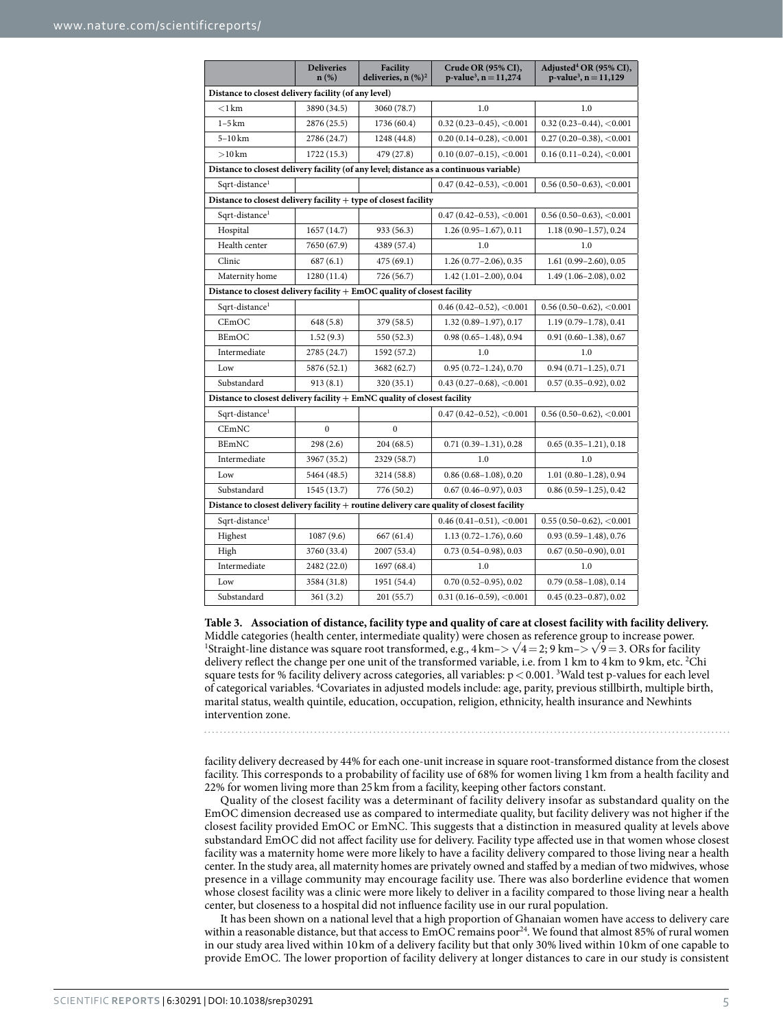| | Deliveries n (%) | Facility deliveries, n (%)[2] | Crude OR (95% CI), p-value[3], n = 11,274 | Adjusted[4] OR (95% CI), p-value[3], n = 11,129 |
|---|---|---|---|---|
| **Distance to closest delivery facility (of any level)** | | | | |
| <1 km | 3890 (34.5) | 3060 (78.7) | 1.0 | 1.0 |
| 1–5 km | 2876 (25.5) | 1736 (60.4) | 0.32 (0.23–0.45), <0.001 | 0.32 (0.23–0.44), <0.001 |
| 5–10 km | 2786 (24.7) | 1248 (44.8) | 0.20 (0.14–0.28), <0.001 | 0.27 (0.20–0.38), <0.001 |
| >10 km | 1722 (15.3) | 479 (27.8) | 0.10 (0.07–0.15), <0.001 | 0.16 (0.11–0.24), <0.001 |
| **Distance to closest delivery facility (of any level; distance as a continuous variable)** | | | | |
| Sqrt-distance[1] | | | 0.47 (0.42–0.53), <0.001 | 0.56 (0.50–0.63), <0.001 |
| **Distance to closest delivery facility + type of closest facility** | | | | |
| Sqrt-distance[1] | | | 0.47 (0.42–0.53), <0.001 | 0.56 (0.50–0.63), <0.001 |
| Hospital | 1657 (14.7) | 933 (56.3) | 1.26 (0.95–1.67), 0.11 | 1.18 (0.90–1.57), 0.24 |
| Health center | 7650 (67.9) | 4389 (57.4) | 1.0 | 1.0 |
| Clinic | 687 (6.1) | 475 (69.1) | 1.26 (0.77–2.06), 0.35 | 1.61 (0.99–2.60), 0.05 |
| Maternity home | 1280 (11.4) | 726 (56.7) | 1.42 (1.01–2.00), 0.04 | 1.49 (1.06–2.08), 0.02 |
| **Distance to closest delivery facility + EmOC quality of closest facility** | | | | |
| Sqrt-distance[1] | | | 0.46 (0.42–0.52), <0.001 | 0.56 (0.50–0.62), <0.001 |
| CEmOC | 648 (5.8) | 379 (58.5) | 1.32 (0.89–1.97), 0.17 | 1.19 (0.79–1.78), 0.41 |
| BEmOC | 1.52 (9.3) | 550 (52.3) | 0.98 (0.65–1.48), 0.94 | 0.91 (0.60–1.38), 0.67 |
| Intermediate | 2785 (24.7) | 1592 (57.2) | 1.0 | 1.0 |
| Low | 5876 (52.1) | 3682 (62.7) | 0.95 (0.72–1.24), 0.70 | 0.94 (0.71–1.25), 0.71 |
| Substandard | 913 (8.1) | 320 (35.1) | 0.43 (0.27–0.68), <0.001 | 0.57 (0.35–0.92), 0.02 |
| **Distance to closest delivery facility + EmNC quality of closest facility** | | | | |
| Sqrt-distance[1] | | | 0.47 (0.42–0.52), <0.001 | 0.56 (0.50–0.62), <0.001 |
| CEmNC | 0 | 0 | | |
| BEmNC | 298 (2.6) | 204 (68.5) | 0.71 (0.39–1.31), 0.28 | 0.65 (0.35–1.21), 0.18 |
| Intermediate | 3967 (35.2) | 2329 (58.7) | 1.0 | 1.0 |
| Low | 5464 (48.5) | 3214 (58.8) | 0.86 (0.68–1.08), 0.20 | 1.01 (0.80–1.28), 0.94 |
| Substandard | 1545 (13.7) | 776 (50.2) | 0.67 (0.46–0.97), 0.03 | 0.86 (0.59–1.25), 0.42 |
| **Distance to closest delivery facility + routine delivery care quality of closest facility** | | | | |
| Sqrt-distance[1] | | | 0.46 (0.41–0.51), <0.001 | 0.55 (0.50–0.62), <0.001 |
| Highest | 1087 (9.6) | 667 (61.4) | 1.13 (0.72–1.76), 0.60 | 0.93 (0.59–1.48), 0.76 |
| High | 3760 (33.4) | 2007 (53.4) | 0.73 (0.54–0.98), 0.03 | 0.67 (0.50–0.90), 0.01 |
| Intermediate | 2482 (22.0) | 1697 (68.4) | 1.0 | 1.0 |
| Low | 3584 (31.8) | 1951 (54.4) | 0.70 (0.52–0.95), 0.02 | 0.79 (0.58–1.08), 0.14 |
| Substandard | 361 (3.2) | 201 (55.7) | 0.31 (0.16–0.59), <0.001 | 0.45 (0.23–0.87), 0.02 |

**Table 3. Association of distance, facility type and quality of care at closest facility with facility delivery.** Middle categories (health center, intermediate quality) were chosen as reference group to increase power. [1]Straight-line distance was square root transformed, e.g., 4 km–> $\sqrt{4} = 2$; 9 km–> $\sqrt{9} = 3$. ORs for facility delivery reflect the change per one unit of the transformed variable, i.e. from 1 km to 4 km to 9 km, etc. [2]Chi square tests for % facility delivery across categories, all variables: $p < 0.001$. [3]Wald test p-values for each level of categorical variables. [4]Covariates in adjusted models include: age, parity, previous stillbirth, multiple birth, marital status, wealth quintile, education, occupation, religion, ethnicity, health insurance and Newhints intervention zone.

facility delivery decreased by 44% for each one-unit increase in square root-transformed distance from the closest facility. This corresponds to a probability of facility use of 68% for women living 1 km from a health facility and 22% for women living more than 25 km from a facility, keeping other factors constant.

Quality of the closest facility was a determinant of facility delivery insofar as substandard quality on the EmOC dimension decreased use as compared to intermediate quality, but facility delivery was not higher if the closest facility provided EmOC or EmNC. This suggests that a distinction in measured quality at levels above substandard EmOC did not affect facility use for delivery. Facility type affected use in that women whose closest facility was a maternity home were more likely to have a facility delivery compared to those living near a health center. In the study area, all maternity homes are privately owned and staffed by a median of two midwives, whose presence in a village community may encourage facility use. There was also borderline evidence that women whose closest facility was a clinic were more likely to deliver in a facility compared to those living near a health center, but closeness to a hospital did not influence facility use in our rural population.

It has been shown on a national level that a high proportion of Ghanaian women have access to delivery care within a reasonable distance, but that access to EmOC remains poor[24]. We found that almost 85% of rural women in our study area lived within 10 km of a delivery facility but that only 30% lived within 10 km of one capable to provide EmOC. The lower proportion of facility delivery at longer distances to care in our study is consistent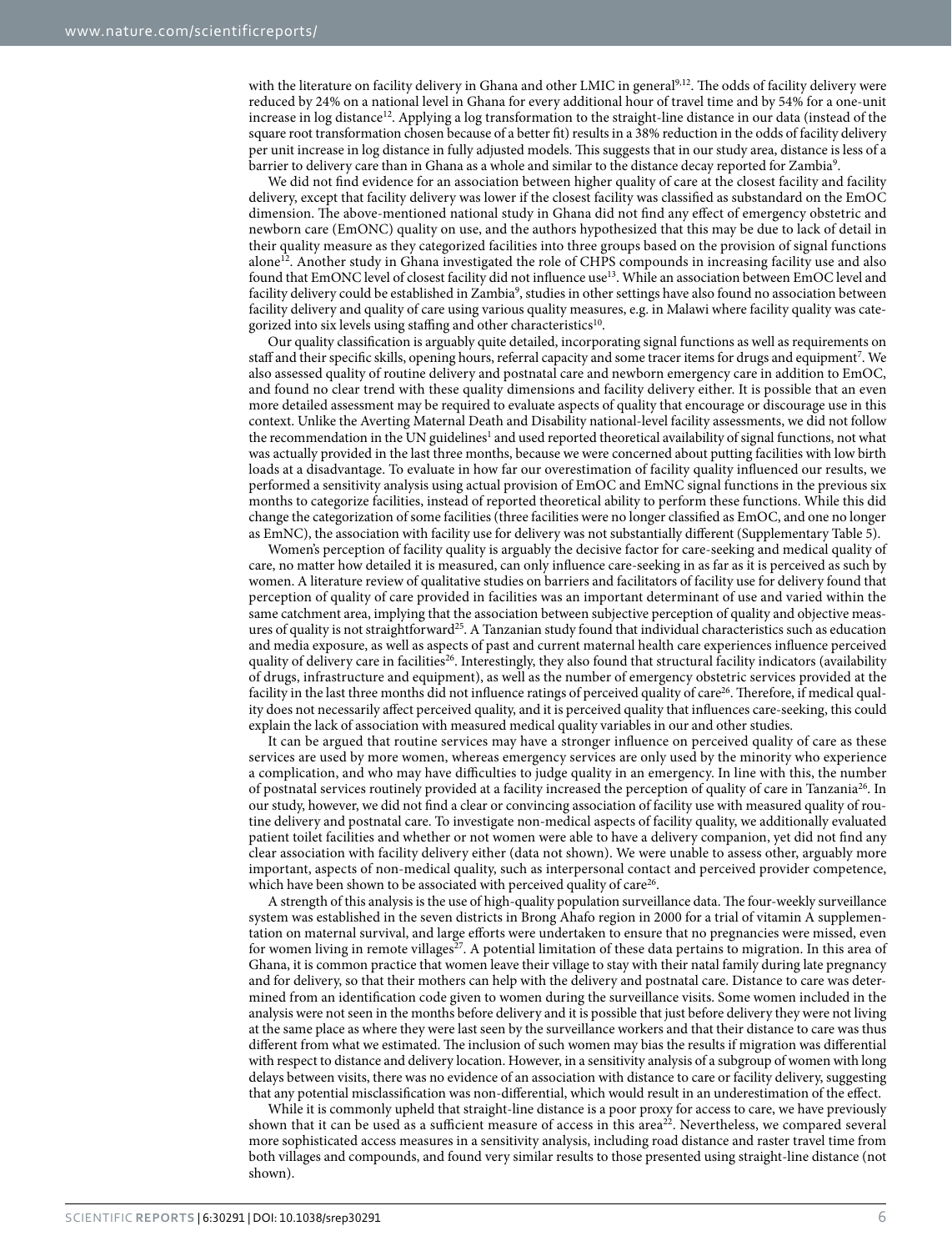with the literature on facility delivery in Ghana and other LMIC in general[9,12]. The odds of facility delivery were reduced by 24% on a national level in Ghana for every additional hour of travel time and by 54% for a one-unit increase in log distance[12]. Applying a log transformation to the straight-line distance in our data (instead of the square root transformation chosen because of a better fit) results in a 38% reduction in the odds of facility delivery per unit increase in log distance in fully adjusted models. This suggests that in our study area, distance is less of a barrier to delivery care than in Ghana as a whole and similar to the distance decay reported for Zambia[9].

We did not find evidence for an association between higher quality of care at the closest facility and facility delivery, except that facility delivery was lower if the closest facility was classified as substandard on the EmOC dimension. The above-mentioned national study in Ghana did not find any effect of emergency obstetric and newborn care (EmONC) quality on use, and the authors hypothesized that this may be due to lack of detail in their quality measure as they categorized facilities into three groups based on the provision of signal functions alone[12]. Another study in Ghana investigated the role of CHPS compounds in increasing facility use and also found that EmONC level of closest facility did not influence use[13]. While an association between EmOC level and facility delivery could be established in Zambia[9], studies in other settings have also found no association between facility delivery and quality of care using various quality measures, e.g. in Malawi where facility quality was categorized into six levels using staffing and other characteristics[10].

Our quality classification is arguably quite detailed, incorporating signal functions as well as requirements on staff and their specific skills, opening hours, referral capacity and some tracer items for drugs and equipment[7]. We also assessed quality of routine delivery and postnatal care and newborn emergency care in addition to EmOC, and found no clear trend with these quality dimensions and facility delivery either. It is possible that an even more detailed assessment may be required to evaluate aspects of quality that encourage or discourage use in this context. Unlike the Averting Maternal Death and Disability national-level facility assessments, we did not follow the recommendation in the UN guidelines[1] and used reported theoretical availability of signal functions, not what was actually provided in the last three months, because we were concerned about putting facilities with low birth loads at a disadvantage. To evaluate in how far our overestimation of facility quality influenced our results, we performed a sensitivity analysis using actual provision of EmOC and EmNC signal functions in the previous six months to categorize facilities, instead of reported theoretical ability to perform these functions. While this did change the categorization of some facilities (three facilities were no longer classified as EmOC, and one no longer as EmNC), the association with facility use for delivery was not substantially different (Supplementary Table 5).

Women's perception of facility quality is arguably the decisive factor for care-seeking and medical quality of care, no matter how detailed it is measured, can only influence care-seeking in as far as it is perceived as such by women. A literature review of qualitative studies on barriers and facilitators of facility use for delivery found that perception of quality of care provided in facilities was an important determinant of use and varied within the same catchment area, implying that the association between subjective perception of quality and objective measures of quality is not straightforward[25]. A Tanzanian study found that individual characteristics such as education and media exposure, as well as aspects of past and current maternal health care experiences influence perceived quality of delivery care in facilities[26]. Interestingly, they also found that structural facility indicators (availability of drugs, infrastructure and equipment), as well as the number of emergency obstetric services provided at the facility in the last three months did not influence ratings of perceived quality of care[26]. Therefore, if medical quality does not necessarily affect perceived quality, and it is perceived quality that influences care-seeking, this could explain the lack of association with measured medical quality variables in our and other studies.

It can be argued that routine services may have a stronger influence on perceived quality of care as these services are used by more women, whereas emergency services are only used by the minority who experience a complication, and who may have difficulties to judge quality in an emergency. In line with this, the number of postnatal services routinely provided at a facility increased the perception of quality of care in Tanzania[26]. In our study, however, we did not find a clear or convincing association of facility use with measured quality of routine delivery and postnatal care. To investigate non-medical aspects of facility quality, we additionally evaluated patient toilet facilities and whether or not women were able to have a delivery companion, yet did not find any clear association with facility delivery either (data not shown). We were unable to assess other, arguably more important, aspects of non-medical quality, such as interpersonal contact and perceived provider competence, which have been shown to be associated with perceived quality of care[26].

A strength of this analysis is the use of high-quality population surveillance data. The four-weekly surveillance system was established in the seven districts in Brong Ahafo region in 2000 for a trial of vitamin A supplementation on maternal survival, and large efforts were undertaken to ensure that no pregnancies were missed, even for women living in remote villages[27]. A potential limitation of these data pertains to migration. In this area of Ghana, it is common practice that women leave their village to stay with their natal family during late pregnancy and for delivery, so that their mothers can help with the delivery and postnatal care. Distance to care was determined from an identification code given to women during the surveillance visits. Some women included in the analysis were not seen in the months before delivery and it is possible that just before delivery they were not living at the same place as where they were last seen by the surveillance workers and that their distance to care was thus different from what we estimated. The inclusion of such women may bias the results if migration was differential with respect to distance and delivery location. However, in a sensitivity analysis of a subgroup of women with long delays between visits, there was no evidence of an association with distance to care or facility delivery, suggesting that any potential misclassification was non-differential, which would result in an underestimation of the effect.

While it is commonly upheld that straight-line distance is a poor proxy for access to care, we have previously shown that it can be used as a sufficient measure of access in this area[22]. Nevertheless, we compared several more sophisticated access measures in a sensitivity analysis, including road distance and raster travel time from both villages and compounds, and found very similar results to those presented using straight-line distance (not shown).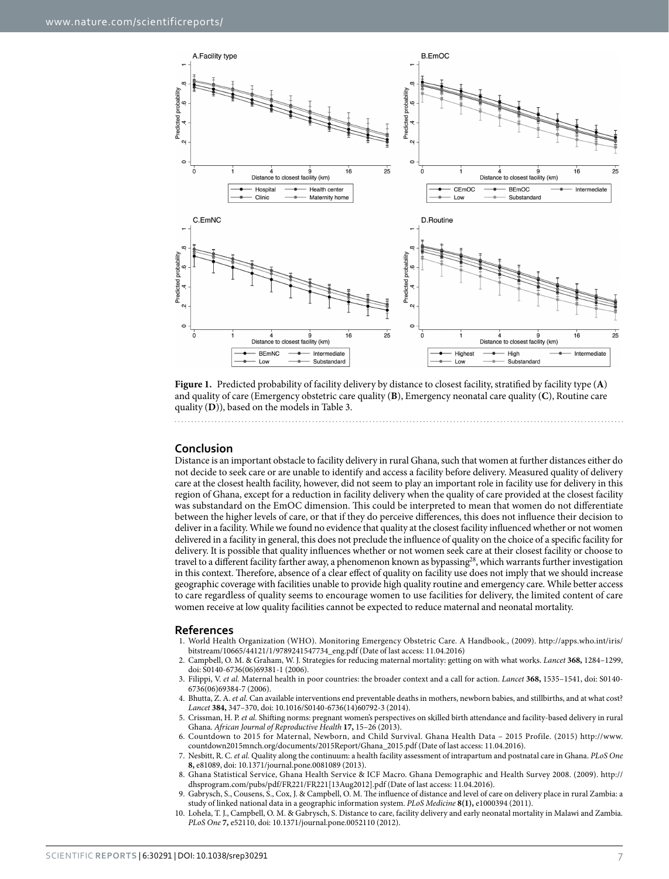A.Facility type

Predicted probability

0 .2 .4 .6 .8 1

0 1 4 9 16 25

Distance to closest facility (km)

Hospital — Health center — Clinic — Maternity home

B.EmOC

Predicted probability

0 .2 .4 .6 .8 1

0 1 4 9 16 25

Distance to closest facility (km)

CEmOC — BEmOC — Intermediate — Low — Substandard

C.EmNC

Predicted probability

0 .2 .4 .6 .8 1

0 1 4 9 16 25

Distance to closest facility (km)

BEmNC — Intermediate — Low — Substandard

D.Routine

Predicted probability

0 .2 .4 .6 .8 1

0 1 4 9 16 25

Distance to closest facility (km)

Highest — High — Intermediate — Low — Substandard

**Figure 1.** Predicted probability of facility delivery by distance to closest facility, stratified by facility type (**A**) and quality of care (Emergency obstetric care quality (**B**), Emergency neonatal care quality (**C**), Routine care quality (**D**)), based on the models in Table 3.

## Conclusion

Distance is an important obstacle to facility delivery in rural Ghana, such that women at further distances either do not decide to seek care or are unable to identify and access a facility before delivery. Measured quality of delivery care at the closest health facility, however, did not seem to play an important role in facility use for delivery in this region of Ghana, except for a reduction in facility delivery when the quality of care provided at the closest facility was substandard on the EmOC dimension. This could be interpreted to mean that women do not differentiate between the higher levels of care, or that if they do perceive differences, this does not influence their decision to deliver in a facility. While we found no evidence that quality at the closest facility influenced whether or not women delivered in a facility in general, this does not preclude the influence of quality on the choice of a specific facility for delivery. It is possible that quality influences whether or not women seek care at their closest facility or choose to travel to a different facility farther away, a phenomenon known as bypassing[28], which warrants further investigation in this context. Therefore, absence of a clear effect of quality on facility use does not imply that we should increase geographic coverage with facilities unable to provide high quality routine and emergency care. While better access to care regardless of quality seems to encourage women to use facilities for delivery, the limited content of care women receive at low quality facilities cannot be expected to reduce maternal and neonatal mortality.

## References

1. World Health Organization (WHO). Monitoring Emergency Obstetric Care. A Handbook,, (2009). http://apps.who.int/iris/bitstream/10665/44121/1/9789241547734_eng.pdf (Date of last access: 11.04.2016)
2. Campbell, O. M. & Graham, W. J. Strategies for reducing maternal mortality: getting on with what works. *Lancet* **368,** 1284–1299, doi: S0140-6736(06)69381-1 (2006).
3. Filippi, V. *et al.* Maternal health in poor countries: the broader context and a call for action. *Lancet* **368,** 1535–1541, doi: S0140-6736(06)69384-7 (2006).
4. Bhutta, Z. A. *et al.* Can available interventions end preventable deaths in mothers, newborn babies, and stillbirths, and at what cost? *Lancet* **384,** 347–370, doi: 10.1016/S0140-6736(14)60792-3 (2014).
5. Crissman, H. P. *et al.* Shifting norms: pregnant women's perspectives on skilled birth attendance and facility-based delivery in rural Ghana. *African Journal of Reproductive Health* **17,** 15–26 (2013).
6. Countdown to 2015 for Maternal, Newborn, and Child Survival. Ghana Health Data – 2015 Profile. (2015) http://www.countdown2015mnch.org/documents/2015Report/Ghana_2015.pdf (Date of last access: 11.04.2016).
7. Nesbitt, R. C. *et al.* Quality along the continuum: a health facility assessment of intrapartum and postnatal care in Ghana. *PLoS One* **8,** e81089, doi: 10.1371/journal.pone.0081089 (2013).
8. Ghana Statistical Service, Ghana Health Service & ICF Macro. Ghana Demographic and Health Survey 2008. (2009). http://dhsprogram.com/pubs/pdf/FR221/FR221[13Aug2012].pdf (Date of last access: 11.04.2016).
9. Gabrysch, S., Cousens, S., Cox, J. & Campbell, O. M. The influence of distance and level of care on delivery place in rural Zambia: a study of linked national data in a geographic information system. *PLoS Medicine* **8(1),** e1000394 (2011).
10. Lohela, T. J., Campbell, O. M. & Gabrysch, S. Distance to care, facility delivery and early neonatal mortality in Malawi and Zambia. *PLoS One* **7,** e52110, doi: 10.1371/journal.pone.0052110 (2012).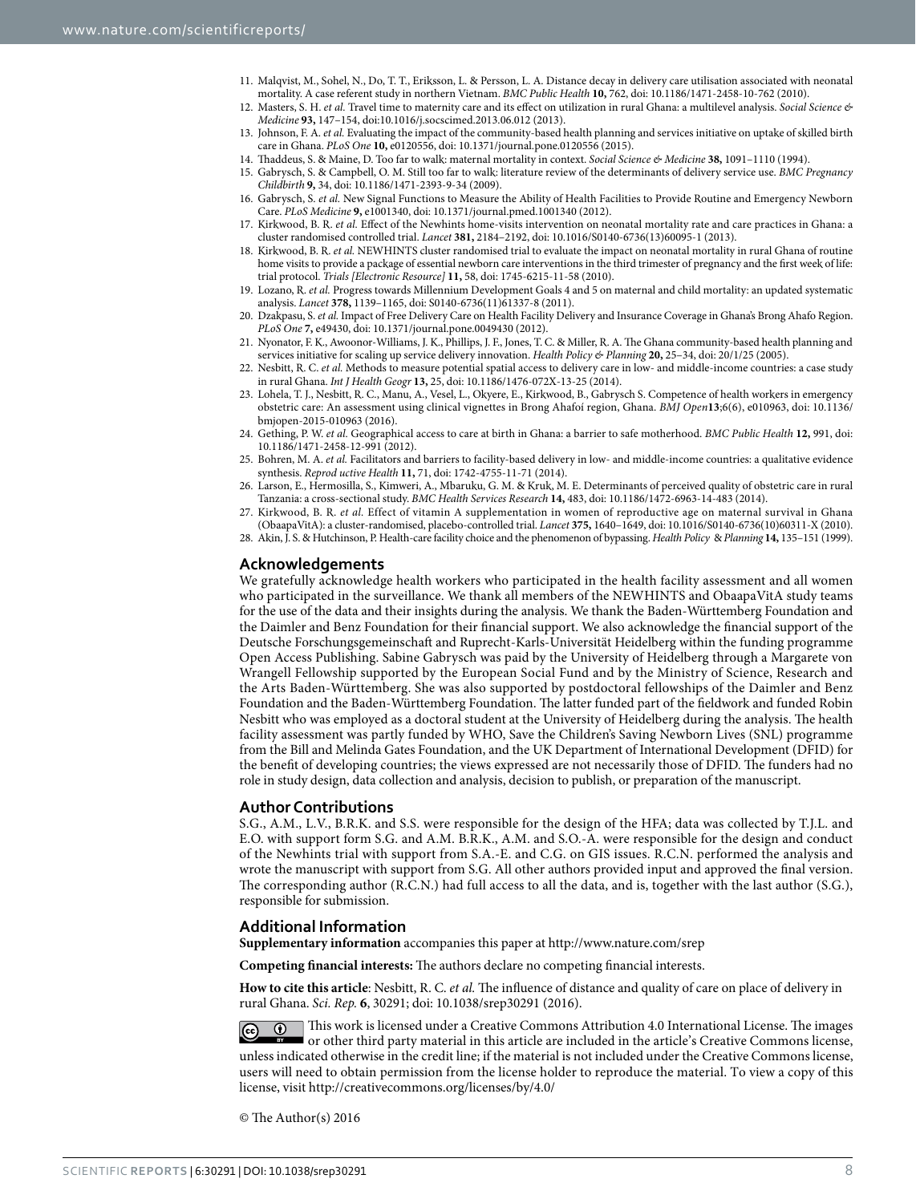11. Malqvist, M., Sohel, N., Do, T. T., Eriksson, L. & Persson, L. A. Distance decay in delivery care utilisation associated with neonatal mortality. A case referent study in northern Vietnam. *BMC Public Health* **10,** 762, doi: 10.1186/1471-2458-10-762 (2010).
12. Masters, S. H. *et al.* Travel time to maternity care and its effect on utilization in rural Ghana: a multilevel analysis. *Social Science & Medicine* **93,** 147–154, doi:10.1016/j.socscimed.2013.06.012 (2013).
13. Johnson, F. A. *et al.* Evaluating the impact of the community-based health planning and services initiative on uptake of skilled birth care in Ghana. *PLoS One* **10,** e0120556, doi: 10.1371/journal.pone.0120556 (2015).
14. Thaddeus, S. & Maine, D. Too far to walk: maternal mortality in context. *Social Science & Medicine* **38,** 1091–1110 (1994).
15. Gabrysch, S. & Campbell, O. M. Still too far to walk: literature review of the determinants of delivery service use. *BMC Pregnancy Childbirth* **9,** 34, doi: 10.1186/1471-2393-9-34 (2009).
16. Gabrysch, S. *et al.* New Signal Functions to Measure the Ability of Health Facilities to Provide Routine and Emergency Newborn Care. *PLoS Medicine* **9,** e1001340, doi: 10.1371/journal.pmed.1001340 (2012).
17. Kirkwood, B. R. *et al.* Effect of the Newhints home-visits intervention on neonatal mortality rate and care practices in Ghana: a cluster randomised controlled trial. *Lancet* **381,** 2184–2192, doi: 10.1016/S0140-6736(13)60095-1 (2013).
18. Kirkwood, B. R. *et al.* NEWHINTS cluster randomised trial to evaluate the impact on neonatal mortality in rural Ghana of routine home visits to provide a package of essential newborn care interventions in the third trimester of pregnancy and the first week of life: trial protocol. *Trials [Electronic Resource]* **11,** 58, doi: 1745-6215-11-58 (2010).
19. Lozano, R. *et al.* Progress towards Millennium Development Goals 4 and 5 on maternal and child mortality: an updated systematic analysis. *Lancet* **378,** 1139–1165, doi: S0140-6736(11)61337-8 (2011).
20. Dzakpasu, S. *et al.* Impact of Free Delivery Care on Health Facility Delivery and Insurance Coverage in Ghana's Brong Ahafo Region. *PLoS One* **7,** e49430, doi: 10.1371/journal.pone.0049430 (2012).
21. Nyonator, F. K., Awoonor-Williams, J. K., Phillips, J. F., Jones, T. C. & Miller, R. A. The Ghana community-based health planning and services initiative for scaling up service delivery innovation. *Health Policy & Planning* **20,** 25–34, doi: 20/1/25 (2005).
22. Nesbitt, R. C. *et al.* Methods to measure potential spatial access to delivery care in low- and middle-income countries: a case study in rural Ghana. *Int J Health Geogr* **13,** 25, doi: 10.1186/1476-072X-13-25 (2014).
23. Lohela, T. J., Nesbitt, R. C., Manu, A., Vesel, L., Okyere, E., Kirkwood, B., Gabrysch S. Competence of health workers in emergency obstetric care: An assessment using clinical vignettes in Brong Ahafoí region, Ghana. *BMJ Open***13**;6(6), e010963, doi: 10.1136/bmjopen-2015-010963 (2016).
24. Gething, P. W. *et al.* Geographical access to care at birth in Ghana: a barrier to safe motherhood. *BMC Public Health* **12,** 991, doi: 10.1186/1471-2458-12-991 (2012).
25. Bohren, M. A. *et al.* Facilitators and barriers to facility-based delivery in low- and middle-income countries: a qualitative evidence synthesis. *Reprod uctive Health* **11,** 71, doi: 1742-4755-11-71 (2014).
26. Larson, E., Hermosilla, S., Kimweri, A., Mbaruku, G. M. & Kruk, M. E. Determinants of perceived quality of obstetric care in rural Tanzania: a cross-sectional study. *BMC Health Services Research* **14,** 483, doi: 10.1186/1472-6963-14-483 (2014).
27. Kirkwood, B. R. *et al.* Effect of vitamin A supplementation in women of reproductive age on maternal survival in Ghana (ObaapaVitA): a cluster-randomised, placebo-controlled trial. *Lancet* **375,** 1640–1649, doi: 10.1016/S0140-6736(10)60311-X (2010).
28. Akin, J. S. & Hutchinson, P. Health-care facility choice and the phenomenon of bypassing. *Health Policy & Planning* **14,** 135–151 (1999).

## Acknowledgements

We gratefully acknowledge health workers who participated in the health facility assessment and all women who participated in the surveillance. We thank all members of the NEWHINTS and ObaapaVitA study teams for the use of the data and their insights during the analysis. We thank the Baden-Württemberg Foundation and the Daimler and Benz Foundation for their financial support. We also acknowledge the financial support of the Deutsche Forschungsgemeinschaft and Ruprecht-Karls-Universität Heidelberg within the funding programme Open Access Publishing. Sabine Gabrysch was paid by the University of Heidelberg through a Margarete von Wrangell Fellowship supported by the European Social Fund and by the Ministry of Science, Research and the Arts Baden-Württemberg. She was also supported by postdoctoral fellowships of the Daimler and Benz Foundation and the Baden-Württemberg Foundation. The latter funded part of the fieldwork and funded Robin Nesbitt who was employed as a doctoral student at the University of Heidelberg during the analysis. The health facility assessment was partly funded by WHO, Save the Children's Saving Newborn Lives (SNL) programme from the Bill and Melinda Gates Foundation, and the UK Department of International Development (DFID) for the benefit of developing countries; the views expressed are not necessarily those of DFID. The funders had no role in study design, data collection and analysis, decision to publish, or preparation of the manuscript.

## Author Contributions

S.G., A.M., L.V., B.R.K. and S.S. were responsible for the design of the HFA; data was collected by T.J.L. and E.O. with support form S.G. and A.M. B.R.K., A.M. and S.O.-A. were responsible for the design and conduct of the Newhints trial with support from S.A.-E. and C.G. on GIS issues. R.C.N. performed the analysis and wrote the manuscript with support from S.G. All other authors provided input and approved the final version. The corresponding author (R.C.N.) had full access to all the data, and is, together with the last author (S.G.), responsible for submission.

## Additional Information

**Supplementary information** accompanies this paper at http://www.nature.com/srep

**Competing financial interests:** The authors declare no competing financial interests.

**How to cite this article**: Nesbitt, R. C. *et al.* The influence of distance and quality of care on place of delivery in rural Ghana. *Sci. Rep.* **6**, 30291; doi: 10.1038/srep30291 (2016).

This work is licensed under a Creative Commons Attribution 4.0 International License. The images or other third party material in this article are included in the article's Creative Commons license, unless indicated otherwise in the credit line; if the material is not included under the Creative Commons license, users will need to obtain permission from the license holder to reproduce the material. To view a copy of this license, visit http://creativecommons.org/licenses/by/4.0/

© The Author(s) 2016